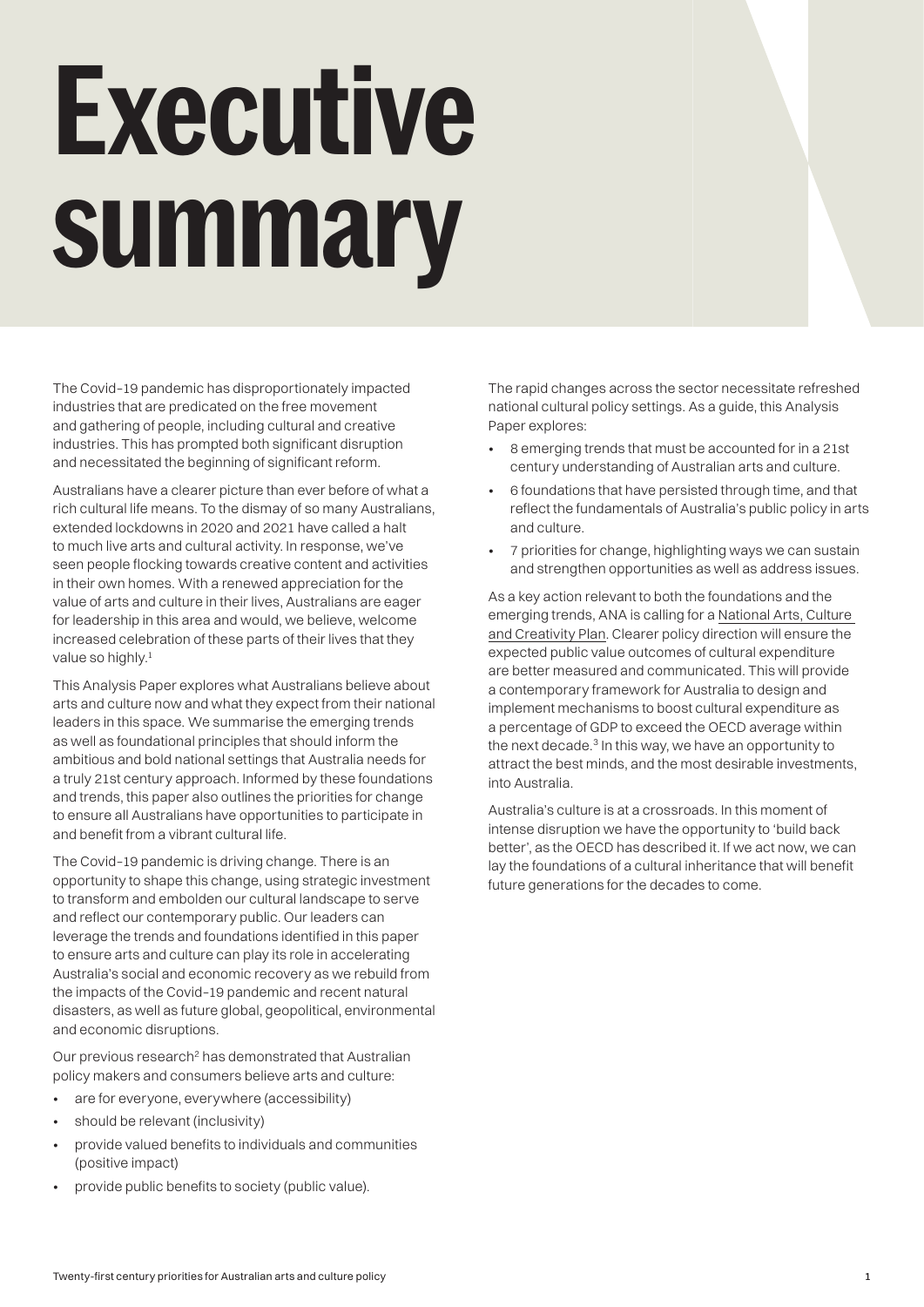# Executive summary

The Covid-19 pandemic has disproportionately impacted industries that are predicated on the free movement and gathering of people, including cultural and creative industries. This has prompted both significant disruption and necessitated the beginning of significant reform.

Australians have a clearer picture than ever before of what a rich cultural life means. To the dismay of so many Australians, extended lockdowns in 2020 and 2021 have called a halt to much live arts and cultural activity. In response, we've seen people flocking towards creative content and activities in their own homes. With a renewed appreciation for the value of arts and culture in their lives, Australians are eager for leadership in this area and would, we believe, welcome increased celebration of these parts of their lives that they value so highly.[1]

This Analysis Paper explores what Australians believe about arts and culture now and what they expect from their national leaders in this space. We summarise the emerging trends as well as foundational principles that should inform the ambitious and bold national settings that Australia needs for a truly 21st century approach. Informed by these foundations and trends, this paper also outlines the priorities for change to ensure all Australians have opportunities to participate in and benefit from a vibrant cultural life.

The Covid-19 pandemic is driving change. There is an opportunity to shape this change, using strategic investment to transform and embolden our cultural landscape to serve and reflect our contemporary public. Our leaders can leverage the trends and foundations identified in this paper to ensure arts and culture can play its role in accelerating Australia's social and economic recovery as we rebuild from the impacts of the Covid-19 pandemic and recent natural disasters, as well as future global, geopolitical, environmental and economic disruptions.

Our previous research[2] has demonstrated that Australian policy makers and consumers believe arts and culture:

- are for everyone, everywhere (accessibility)
- should be relevant (inclusivity)
- provide valued benefits to individuals and communities (positive impact)
- provide public benefits to society (public value).

The rapid changes across the sector necessitate refreshed national cultural policy settings. As a guide, this Analysis Paper explores:

- 8 emerging trends that must be accounted for in a 21st century understanding of Australian arts and culture.
- 6 foundations that have persisted through time, and that reflect the fundamentals of Australia's public policy in arts and culture.
- 7 priorities for change, highlighting ways we can sustain and strengthen opportunities as well as address issues.

As a key action relevant to both the foundations and the emerging trends, ANA is calling for a National Arts, Culture and Creativity Plan. Clearer policy direction will ensure the expected public value outcomes of cultural expenditure are better measured and communicated. This will provide a contemporary framework for Australia to design and implement mechanisms to boost cultural expenditure as a percentage of GDP to exceed the OECD average within the next decade.[3] In this way, we have an opportunity to attract the best minds, and the most desirable investments, into Australia.

Australia's culture is at a crossroads. In this moment of intense disruption we have the opportunity to 'build back better', as the OECD has described it. If we act now, we can lay the foundations of a cultural inheritance that will benefit future generations for the decades to come.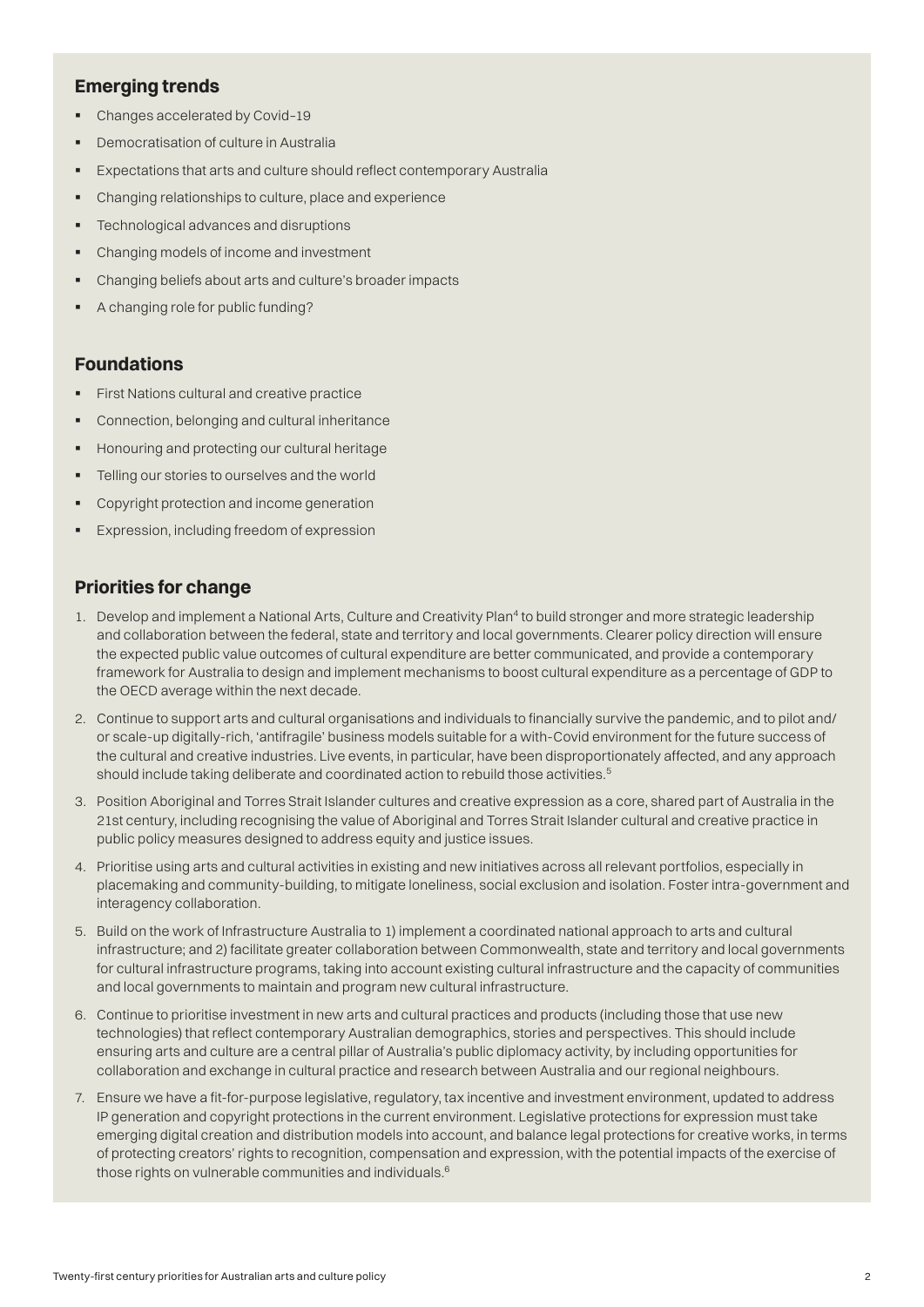## Emerging trends

- Changes accelerated by Covid-19
- Democratisation of culture in Australia
- Expectations that arts and culture should reflect contemporary Australia
- Changing relationships to culture, place and experience
- Technological advances and disruptions
- Changing models of income and investment
- Changing beliefs about arts and culture's broader impacts
- A changing role for public funding?

## Foundations

- First Nations cultural and creative practice
- Connection, belonging and cultural inheritance
- Honouring and protecting our cultural heritage
- Telling our stories to ourselves and the world
- Copyright protection and income generation
- Expression, including freedom of expression

## Priorities for change

1. Develop and implement a National Arts, Culture and Creativity Plan[4] to build stronger and more strategic leadership and collaboration between the federal, state and territory and local governments. Clearer policy direction will ensure the expected public value outcomes of cultural expenditure are better communicated, and provide a contemporary framework for Australia to design and implement mechanisms to boost cultural expenditure as a percentage of GDP to the OECD average within the next decade.
2. Continue to support arts and cultural organisations and individuals to financially survive the pandemic, and to pilot and/or scale-up digitally-rich, 'antifragile' business models suitable for a with-Covid environment for the future success of the cultural and creative industries. Live events, in particular, have been disproportionately affected, and any approach should include taking deliberate and coordinated action to rebuild those activities.[5]
3. Position Aboriginal and Torres Strait Islander cultures and creative expression as a core, shared part of Australia in the 21st century, including recognising the value of Aboriginal and Torres Strait Islander cultural and creative practice in public policy measures designed to address equity and justice issues.
4. Prioritise using arts and cultural activities in existing and new initiatives across all relevant portfolios, especially in placemaking and community-building, to mitigate loneliness, social exclusion and isolation. Foster intra-government and interagency collaboration.
5. Build on the work of Infrastructure Australia to 1) implement a coordinated national approach to arts and cultural infrastructure; and 2) facilitate greater collaboration between Commonwealth, state and territory and local governments for cultural infrastructure programs, taking into account existing cultural infrastructure and the capacity of communities and local governments to maintain and program new cultural infrastructure.
6. Continue to prioritise investment in new arts and cultural practices and products (including those that use new technologies) that reflect contemporary Australian demographics, stories and perspectives. This should include ensuring arts and culture are a central pillar of Australia's public diplomacy activity, by including opportunities for collaboration and exchange in cultural practice and research between Australia and our regional neighbours.
7. Ensure we have a fit-for-purpose legislative, regulatory, tax incentive and investment environment, updated to address IP generation and copyright protections in the current environment. Legislative protections for expression must take emerging digital creation and distribution models into account, and balance legal protections for creative works, in terms of protecting creators' rights to recognition, compensation and expression, with the potential impacts of the exercise of those rights on vulnerable communities and individuals.[6]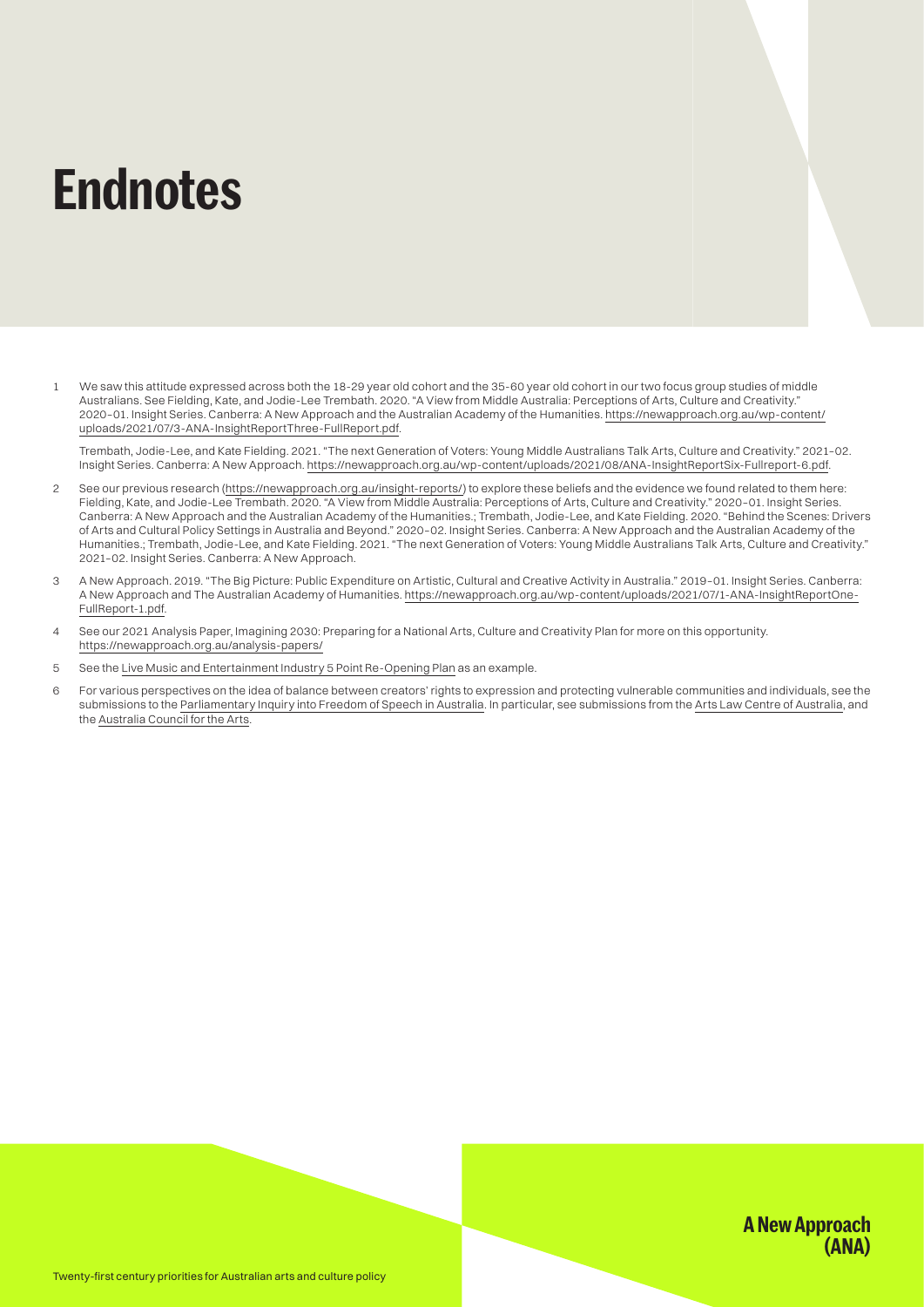# Endnotes

1. We saw this attitude expressed across both the 18-29 year old cohort and the 35-60 year old cohort in our two focus group studies of middle Australians. See Fielding, Kate, and Jodie-Lee Trembath. 2020. "A View from Middle Australia: Perceptions of Arts, Culture and Creativity." 2020-01. Insight Series. Canberra: A New Approach and the Australian Academy of the Humanities. https://newapproach.org.au/wp-content/uploads/2021/07/3-ANA-InsightReportThree-FullReport.pdf.

   Trembath, Jodie-Lee, and Kate Fielding. 2021. "The next Generation of Voters: Young Middle Australians Talk Arts, Culture and Creativity." 2021-02. Insight Series. Canberra: A New Approach. https://newapproach.org.au/wp-content/uploads/2021/08/ANA-InsightReportSix-Fullreport-6.pdf.

2. See our previous research (https://newapproach.org.au/insight-reports/) to explore these beliefs and the evidence we found related to them here: Fielding, Kate, and Jodie-Lee Trembath. 2020. "A View from Middle Australia: Perceptions of Arts, Culture and Creativity." 2020-01. Insight Series. Canberra: A New Approach and the Australian Academy of the Humanities.; Trembath, Jodie-Lee, and Kate Fielding. 2020. "Behind the Scenes: Drivers of Arts and Cultural Policy Settings in Australia and Beyond." 2020-02. Insight Series. Canberra: A New Approach and the Australian Academy of the Humanities.; Trembath, Jodie-Lee, and Kate Fielding. 2021. "The next Generation of Voters: Young Middle Australians Talk Arts, Culture and Creativity." 2021-02. Insight Series. Canberra: A New Approach.

3. A New Approach. 2019. "The Big Picture: Public Expenditure on Artistic, Cultural and Creative Activity in Australia." 2019-01. Insight Series. Canberra: A New Approach and The Australian Academy of Humanities. https://newapproach.org.au/wp-content/uploads/2021/07/1-ANA-InsightReportOne-FullReport-1.pdf.

4. See our 2021 Analysis Paper, Imagining 2030: Preparing for a National Arts, Culture and Creativity Plan for more on this opportunity. https://newapproach.org.au/analysis-papers/

5. See the Live Music and Entertainment Industry 5 Point Re-Opening Plan as an example.

6. For various perspectives on the idea of balance between creators' rights to expression and protecting vulnerable communities and individuals, see the submissions to the Parliamentary Inquiry into Freedom of Speech in Australia. In particular, see submissions from the Arts Law Centre of Australia, and the Australia Council for the Arts.